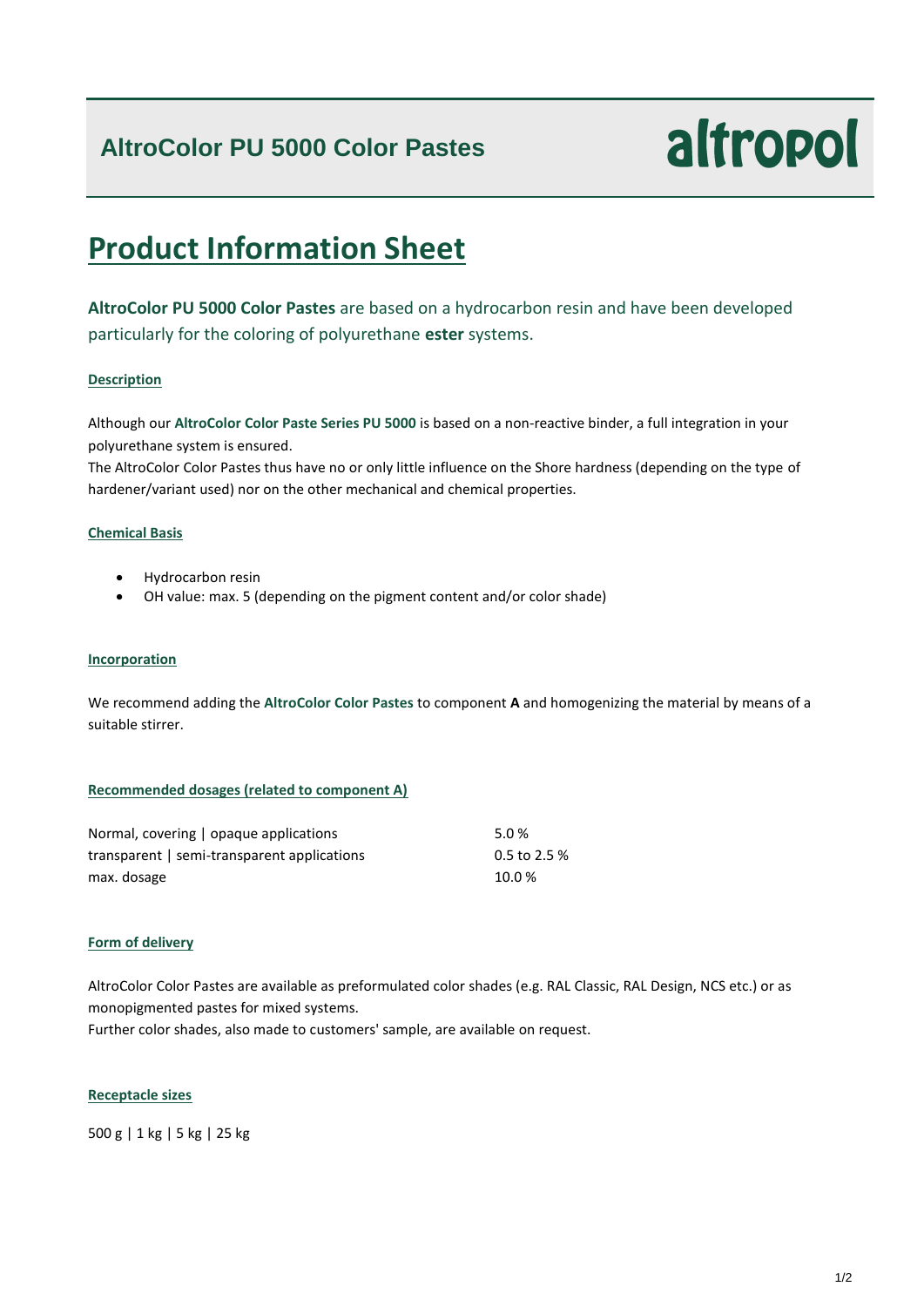# AltroColor PU 5000 Color Pastes

altropol

# Product Information Sheet

**AltroColor PU 5000 Color Pastes** are based on a hydrocarbon resin and have been developed particularly for the coloring of polyurethane **ester** systems.

## Description

Although our **AltroColor Color Paste Series PU 5000** is based on a non-reactive binder, a full integration in your polyurethane system is ensured.
The AltroColor Color Pastes thus have no or only little influence on the Shore hardness (depending on the type of hardener/variant used) nor on the other mechanical and chemical properties.

## Chemical Basis

- Hydrocarbon resin
- OH value: max. 5 (depending on the pigment content and/or color shade)

## Incorporation

We recommend adding the **AltroColor Color Pastes** to component **A** and homogenizing the material by means of a suitable stirrer.

## Recommended dosages (related to component A)

| | |
|---|---|
| Normal, covering \| opaque applications | 5.0 % |
| transparent \| semi-transparent applications | 0.5 to 2.5 % |
| max. dosage | 10.0 % |

## Form of delivery

AltroColor Color Pastes are available as preformulated color shades (e.g. RAL Classic, RAL Design, NCS etc.) or as monopigmented pastes for mixed systems.
Further color shades, also made to customers' sample, are available on request.

## Receptacle sizes

500 g | 1 kg | 5 kg | 25 kg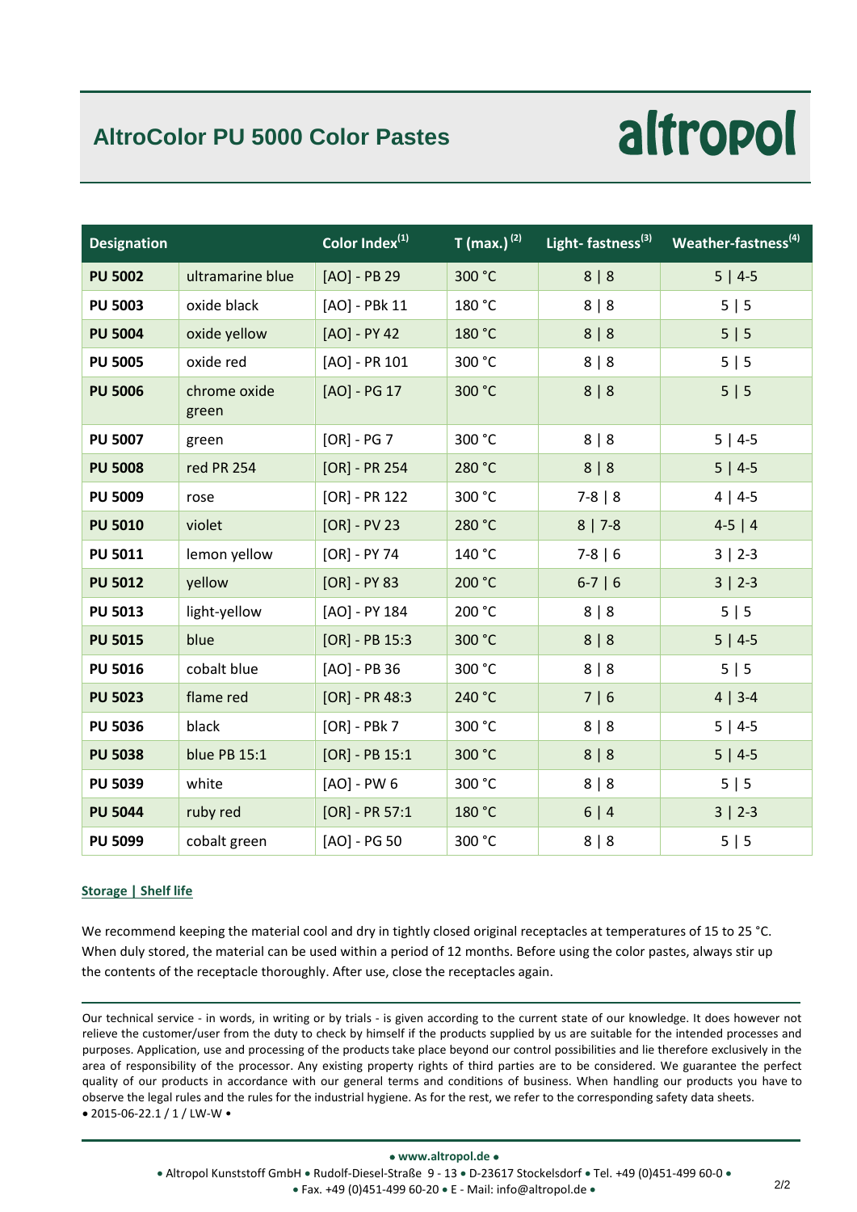# AltroColor PU 5000 Color Pastes

altropol

| Designation | | Color Index[(1)] | T (max.)[(2)] | Light- fastness[(3)] | Weather-fastness[(4)] |
|---|---|---|---|---|---|
| **PU 5002** | ultramarine blue | [AO] - PB 29 | 300 °C | 8 \| 8 | 5 \| 4-5 |
| **PU 5003** | oxide black | [AO] - PBk 11 | 180 °C | 8 \| 8 | 5 \| 5 |
| **PU 5004** | oxide yellow | [AO] - PY 42 | 180 °C | 8 \| 8 | 5 \| 5 |
| **PU 5005** | oxide red | [AO] - PR 101 | 300 °C | 8 \| 8 | 5 \| 5 |
| **PU 5006** | chrome oxide green | [AO] - PG 17 | 300 °C | 8 \| 8 | 5 \| 5 |
| **PU 5007** | green | [OR] - PG 7 | 300 °C | 8 \| 8 | 5 \| 4-5 |
| **PU 5008** | red PR 254 | [OR] - PR 254 | 280 °C | 8 \| 8 | 5 \| 4-5 |
| **PU 5009** | rose | [OR] - PR 122 | 300 °C | 7-8 \| 8 | 4 \| 4-5 |
| **PU 5010** | violet | [OR] - PV 23 | 280 °C | 8 \| 7-8 | 4-5 \| 4 |
| **PU 5011** | lemon yellow | [OR] - PY 74 | 140 °C | 7-8 \| 6 | 3 \| 2-3 |
| **PU 5012** | yellow | [OR] - PY 83 | 200 °C | 6-7 \| 6 | 3 \| 2-3 |
| **PU 5013** | light-yellow | [AO] - PY 184 | 200 °C | 8 \| 8 | 5 \| 5 |
| **PU 5015** | blue | [OR] - PB 15:3 | 300 °C | 8 \| 8 | 5 \| 4-5 |
| **PU 5016** | cobalt blue | [AO] - PB 36 | 300 °C | 8 \| 8 | 5 \| 5 |
| **PU 5023** | flame red | [OR] - PR 48:3 | 240 °C | 7 \| 6 | 4 \| 3-4 |
| **PU 5036** | black | [OR] - PBk 7 | 300 °C | 8 \| 8 | 5 \| 4-5 |
| **PU 5038** | blue PB 15:1 | [OR] - PB 15:1 | 300 °C | 8 \| 8 | 5 \| 4-5 |
| **PU 5039** | white | [AO] - PW 6 | 300 °C | 8 \| 8 | 5 \| 5 |
| **PU 5044** | ruby red | [OR] - PR 57:1 | 180 °C | 6 \| 4 | 3 \| 2-3 |
| **PU 5099** | cobalt green | [AO] - PG 50 | 300 °C | 8 \| 8 | 5 \| 5 |

**Storage | Shelf life**

We recommend keeping the material cool and dry in tightly closed original receptacles at temperatures of 15 to 25 °C. When duly stored, the material can be used within a period of 12 months. Before using the color pastes, always stir up the contents of the receptacle thoroughly. After use, close the receptacles again.

Our technical service - in words, in writing or by trials - is given according to the current state of our knowledge. It does however not relieve the customer/user from the duty to check by himself if the products supplied by us are suitable for the intended processes and purposes. Application, use and processing of the products take place beyond our control possibilities and lie therefore exclusively in the area of responsibility of the processor. Any existing property rights of third parties are to be considered. We guarantee the perfect quality of our products in accordance with our general terms and conditions of business. When handling our products you have to observe the legal rules and the rules for the industrial hygiene. As for the rest, we refer to the corresponding safety data sheets.

• 2015-06-22.1 / 1 / LW-W •

• www.altropol.de •

• Altropol Kunststoff GmbH • Rudolf-Diesel-Straße 9 - 13 • D-23617 Stockelsdorf • Tel. +49 (0)451-499 60-0 •
• Fax. +49 (0)451-499 60-20 • E - Mail: info@altropol.de •